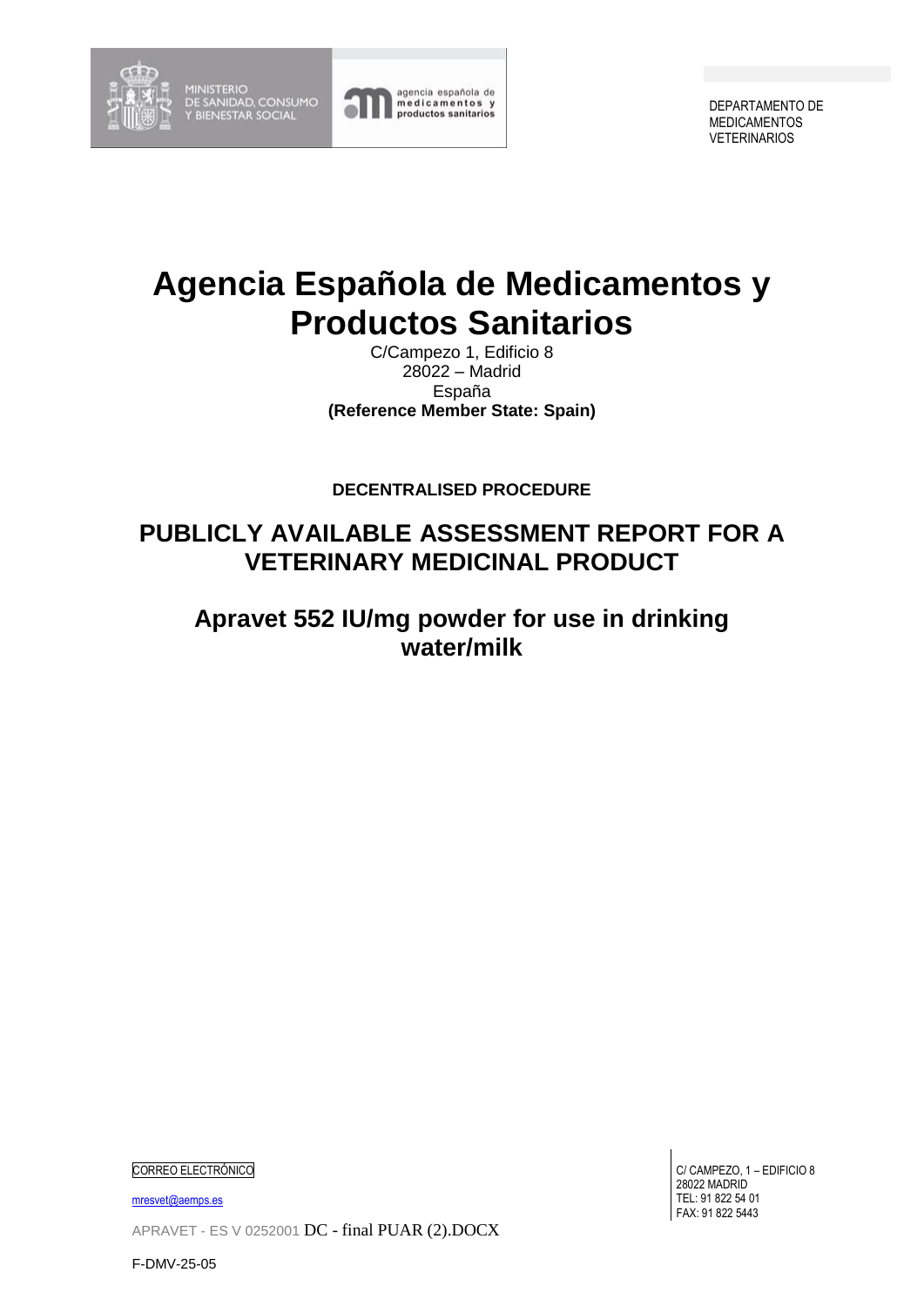DEPARTAMENTO DE MEDICAMENTOS VETERINARIOS

# Agencia Española de Medicamentos y Productos Sanitarios

C/Campezo 1, Edificio 8
28022 – Madrid
España
**(Reference Member State: Spain)**

**DECENTRALISED PROCEDURE**

## PUBLICLY AVAILABLE ASSESSMENT REPORT FOR A VETERINARY MEDICINAL PRODUCT

## Apravet 552 IU/mg powder for use in drinking water/milk

CORREO ELECTRÓNICO

mresvet@aemps.es

C/ CAMPEZO, 1 – EDIFICIO 8
28022 MADRID
TEL: 91 822 54 01
FAX: 91 822 5443

APRAVET - ES V 0252001 DC - final PUAR (2).DOCX

F-DMV-25-05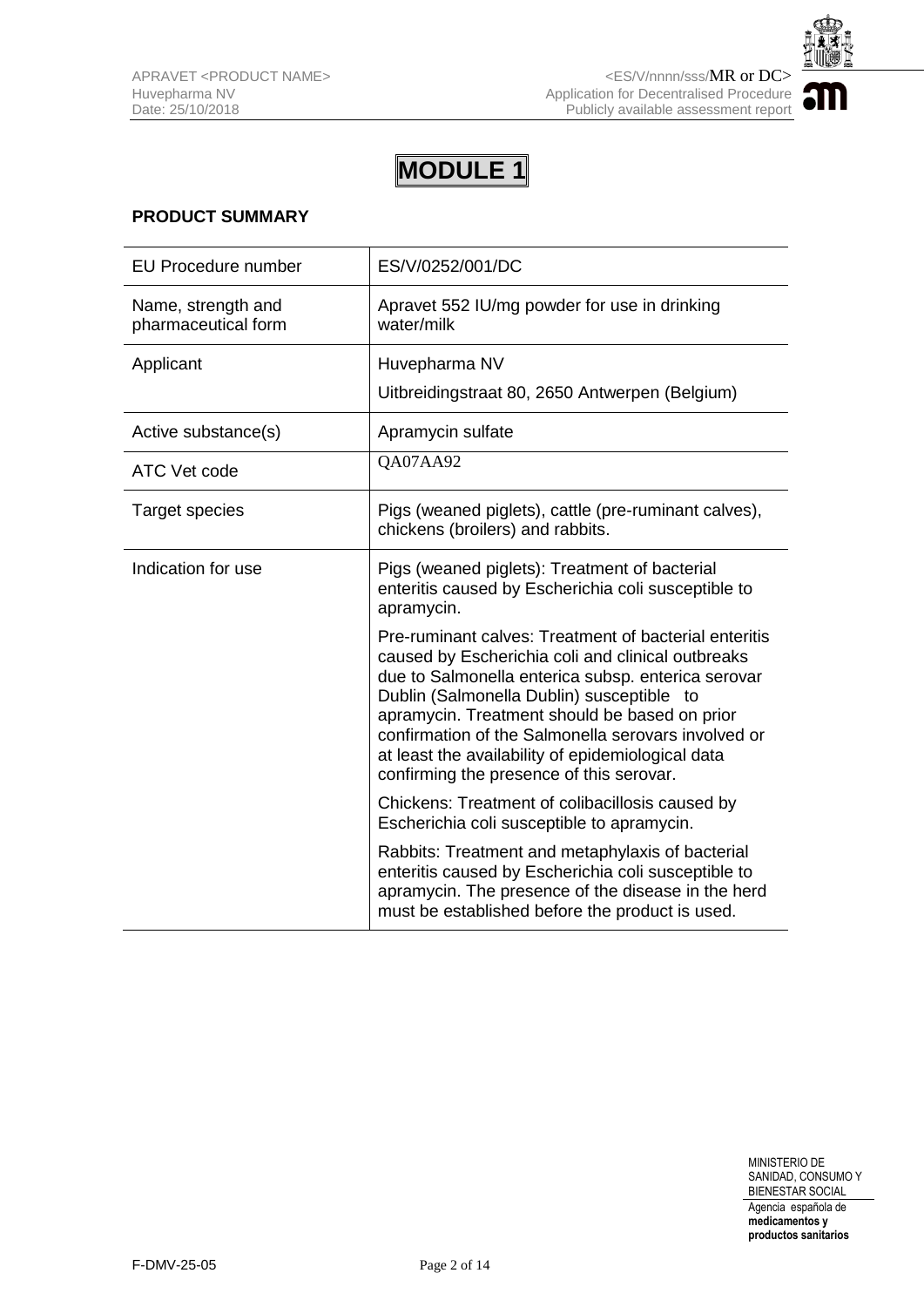# MODULE 1

## PRODUCT SUMMARY

| | |
|---|---|
| EU Procedure number | ES/V/0252/001/DC |
| Name, strength and pharmaceutical form | Apravet 552 IU/mg powder for use in drinking water/milk |
| Applicant | Huvepharma NV<br><br>Uitbreidingstraat 80, 2650 Antwerpen (Belgium) |
| Active substance(s) | Apramycin sulfate |
| ATC Vet code | QA07AA92 |
| Target species | Pigs (weaned piglets), cattle (pre-ruminant calves), chickens (broilers) and rabbits. |
| Indication for use | Pigs (weaned piglets): Treatment of bacterial enteritis caused by Escherichia coli susceptible to apramycin.<br><br>Pre-ruminant calves: Treatment of bacterial enteritis caused by Escherichia coli and clinical outbreaks due to Salmonella enterica subsp. enterica serovar Dublin (Salmonella Dublin) susceptible to apramycin. Treatment should be based on prior confirmation of the Salmonella serovars involved or at least the availability of epidemiological data confirming the presence of this serovar.<br><br>Chickens: Treatment of colibacillosis caused by Escherichia coli susceptible to apramycin.<br><br>Rabbits: Treatment and metaphylaxis of bacterial enteritis caused by Escherichia coli susceptible to apramycin. The presence of the disease in the herd must be established before the product is used. |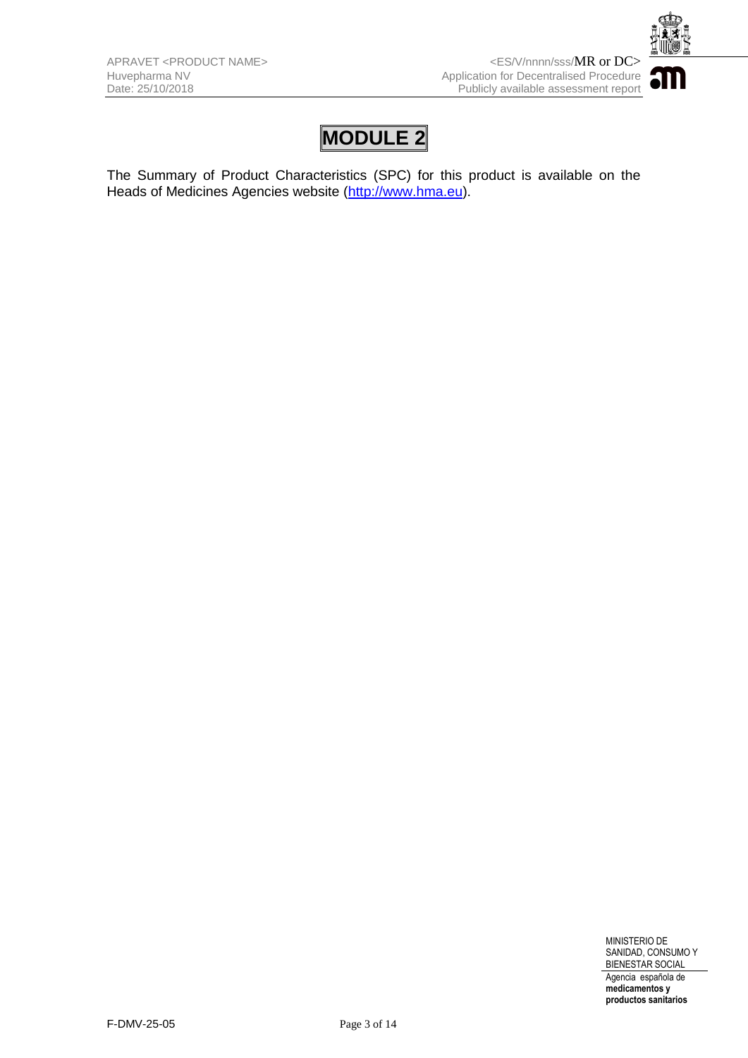# MODULE 2

The Summary of Product Characteristics (SPC) for this product is available on the Heads of Medicines Agencies website (http://www.hma.eu).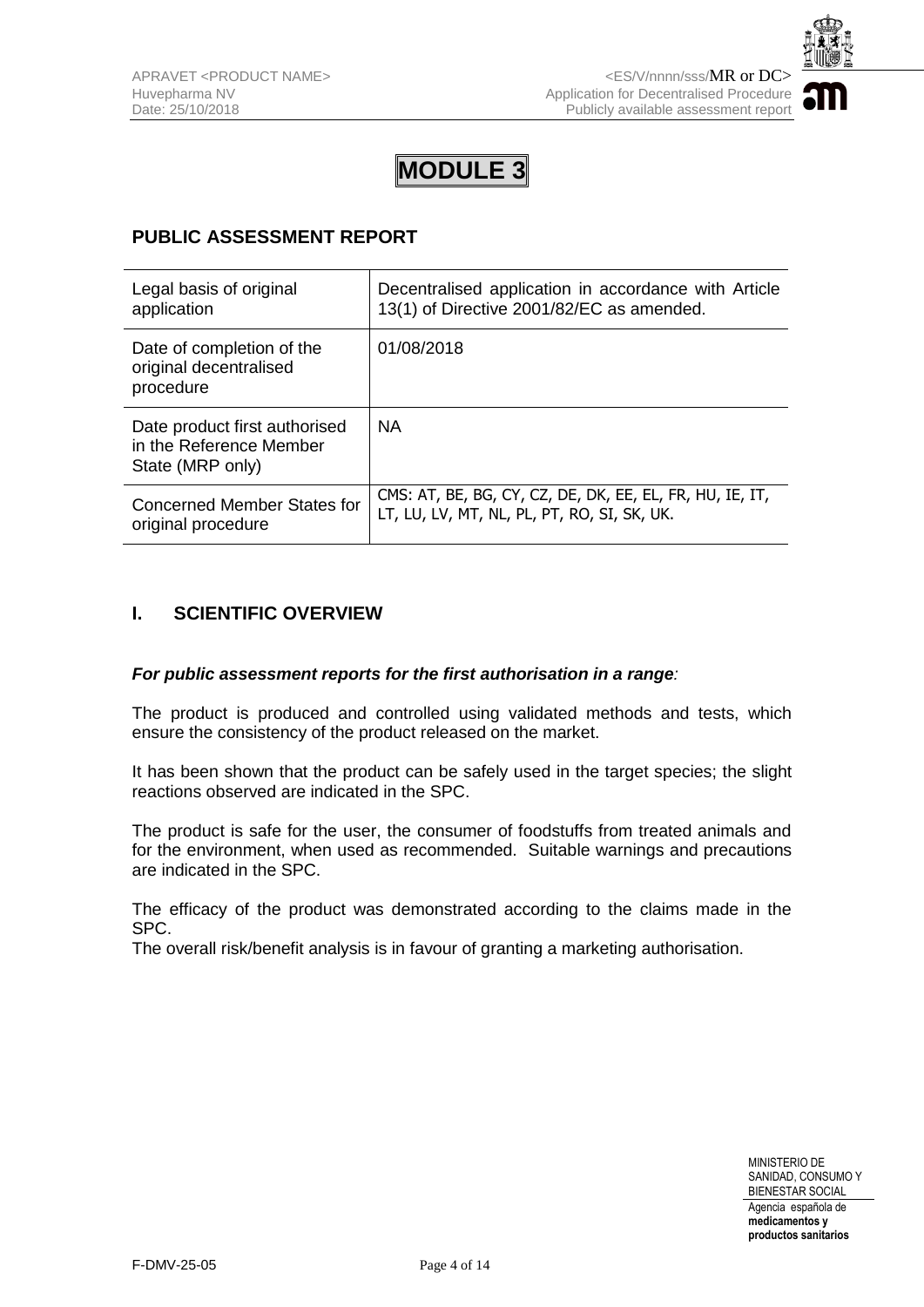# MODULE 3

## PUBLIC ASSESSMENT REPORT

| Legal basis of original application | Decentralised application in accordance with Article 13(1) of Directive 2001/82/EC as amended. |
|---|---|
| Date of completion of the original decentralised procedure | 01/08/2018 |
| Date product first authorised in the Reference Member State (MRP only) | NA |
| Concerned Member States for original procedure | CMS: AT, BE, BG, CY, CZ, DE, DK, EE, EL, FR, HU, IE, IT, LT, LU, LV, MT, NL, PL, PT, RO, SI, SK, UK. |

## I. SCIENTIFIC OVERVIEW

***For public assessment reports for the first authorisation in a range**:*

The product is produced and controlled using validated methods and tests, which ensure the consistency of the product released on the market.

It has been shown that the product can be safely used in the target species; the slight reactions observed are indicated in the SPC.

The product is safe for the user, the consumer of foodstuffs from treated animals and for the environment, when used as recommended. Suitable warnings and precautions are indicated in the SPC.

The efficacy of the product was demonstrated according to the claims made in the SPC.
The overall risk/benefit analysis is in favour of granting a marketing authorisation.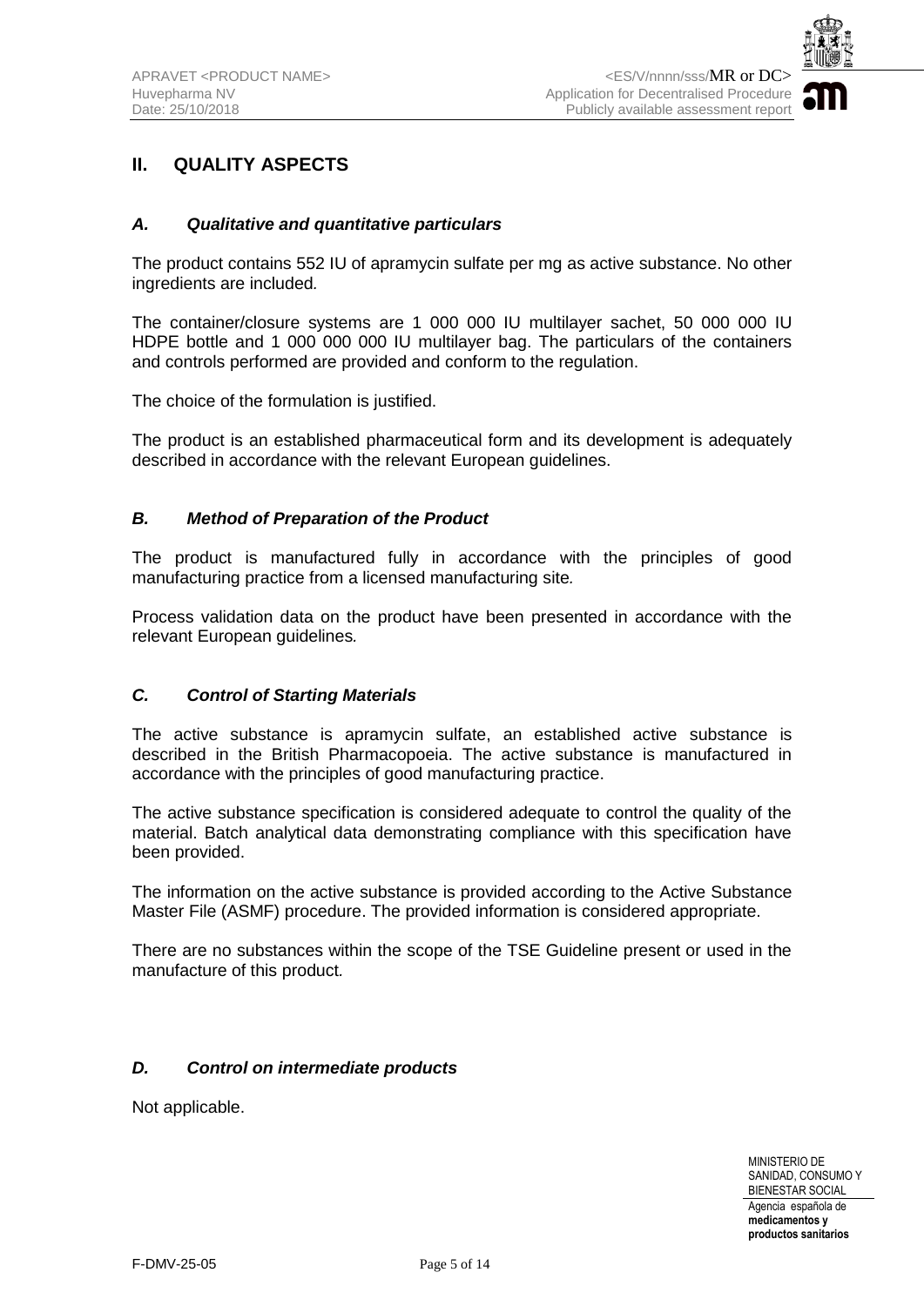## II. QUALITY ASPECTS

### *A. Qualitative and quantitative particulars*

The product contains 552 IU of apramycin sulfate per mg as active substance. No other ingredients are included*.*

The container/closure systems are 1 000 000 IU multilayer sachet, 50 000 000 IU HDPE bottle and 1 000 000 000 IU multilayer bag. The particulars of the containers and controls performed are provided and conform to the regulation.

The choice of the formulation is justified.

The product is an established pharmaceutical form and its development is adequately described in accordance with the relevant European guidelines.

### *B. Method of Preparation of the Product*

The product is manufactured fully in accordance with the principles of good manufacturing practice from a licensed manufacturing site*.*

Process validation data on the product have been presented in accordance with the relevant European guidelines*.*

### *C. Control of Starting Materials*

The active substance is apramycin sulfate, an established active substance is described in the British Pharmacopoeia. The active substance is manufactured in accordance with the principles of good manufacturing practice.

The active substance specification is considered adequate to control the quality of the material. Batch analytical data demonstrating compliance with this specification have been provided.

The information on the active substance is provided according to the Active Substance Master File (ASMF) procedure. The provided information is considered appropriate.

There are no substances within the scope of the TSE Guideline present or used in the manufacture of this product*.*

### *D. Control on intermediate products*

Not applicable.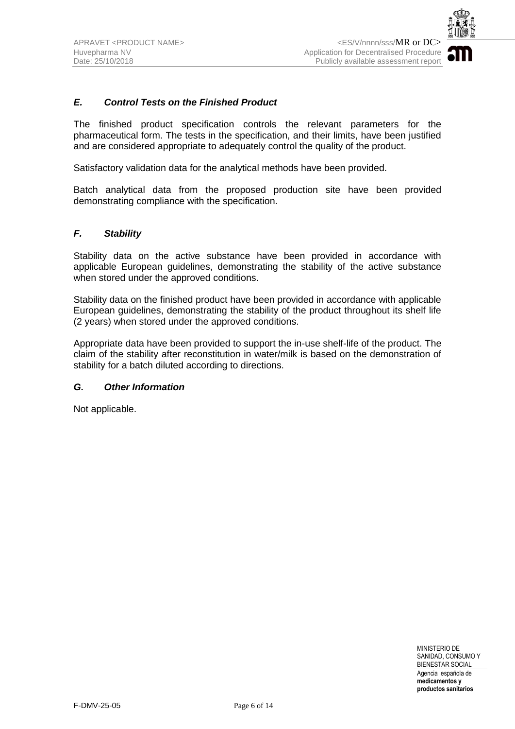### *E. Control Tests on the Finished Product*

The finished product specification controls the relevant parameters for the pharmaceutical form. The tests in the specification, and their limits, have been justified and are considered appropriate to adequately control the quality of the product.

Satisfactory validation data for the analytical methods have been provided.

Batch analytical data from the proposed production site have been provided demonstrating compliance with the specification.

### *F. Stability*

Stability data on the active substance have been provided in accordance with applicable European guidelines, demonstrating the stability of the active substance when stored under the approved conditions.

Stability data on the finished product have been provided in accordance with applicable European guidelines, demonstrating the stability of the product throughout its shelf life (2 years) when stored under the approved conditions.

Appropriate data have been provided to support the in-use shelf-life of the product. The claim of the stability after reconstitution in water/milk is based on the demonstration of stability for a batch diluted according to directions.

### *G. Other Information*

Not applicable.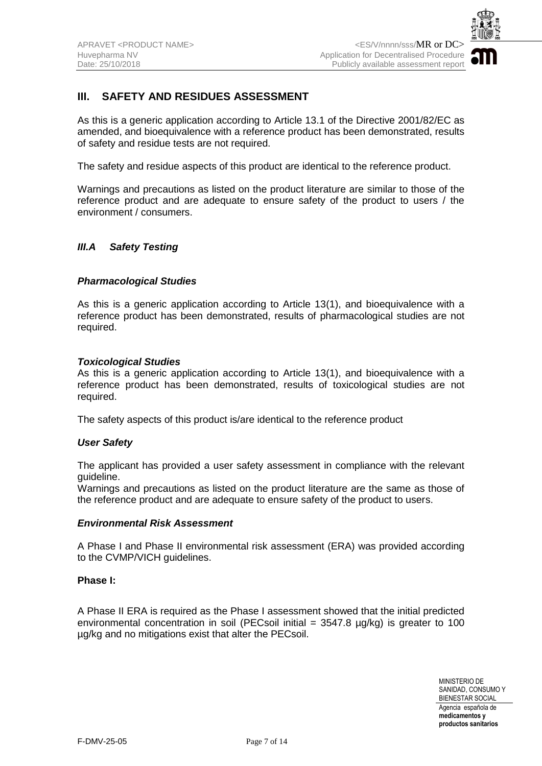## III. SAFETY AND RESIDUES ASSESSMENT

As this is a generic application according to Article 13.1 of the Directive 2001/82/EC as amended, and bioequivalence with a reference product has been demonstrated, results of safety and residue tests are not required.

The safety and residue aspects of this product are identical to the reference product.

Warnings and precautions as listed on the product literature are similar to those of the reference product and are adequate to ensure safety of the product to users / the environment / consumers.

### *III.A Safety Testing*

#### *Pharmacological Studies*

As this is a generic application according to Article 13(1), and bioequivalence with a reference product has been demonstrated, results of pharmacological studies are not required.

#### *Toxicological Studies*

As this is a generic application according to Article 13(1), and bioequivalence with a reference product has been demonstrated, results of toxicological studies are not required.

The safety aspects of this product is/are identical to the reference product

#### *User Safety*

The applicant has provided a user safety assessment in compliance with the relevant guideline.

Warnings and precautions as listed on the product literature are the same as those of the reference product and are adequate to ensure safety of the product to users.

#### *Environmental Risk Assessment*

A Phase I and Phase II environmental risk assessment (ERA) was provided according to the CVMP/VICH guidelines.

**Phase I:**

A Phase II ERA is required as the Phase I assessment showed that the initial predicted environmental concentration in soil (PECsoil initial = 3547.8 µg/kg) is greater to 100 µg/kg and no mitigations exist that alter the PECsoil.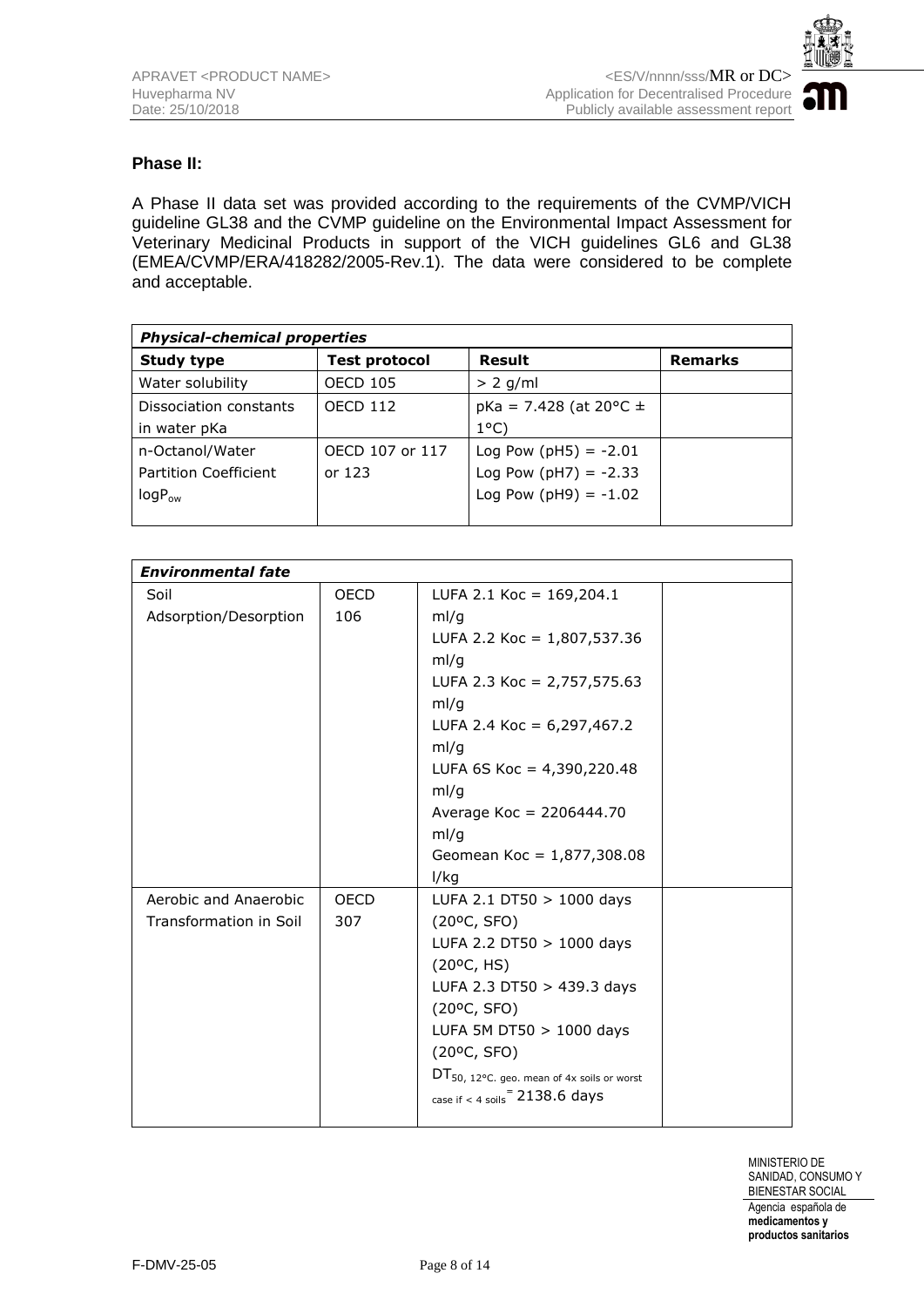**Phase II:**

A Phase II data set was provided according to the requirements of the CVMP/VICH guideline GL38 and the CVMP guideline on the Environmental Impact Assessment for Veterinary Medicinal Products in support of the VICH guidelines GL6 and GL38 (EMEA/CVMP/ERA/418282/2005-Rev.1). The data were considered to be complete and acceptable.

| ***Physical-chemical properties*** | | | |
|---|---|---|---|
| **Study type** | **Test protocol** | **Result** | **Remarks** |
| Water solubility | OECD 105 | > 2 g/ml | |
| Dissociation constants in water pKa | OECD 112 | pKa = 7.428 (at 20°C ± 1°C) | |
| n-Octanol/Water Partition Coefficient $logP_{ow}$ | OECD 107 or 117 or 123 | Log Pow (pH5) = -2.01<br>Log Pow (pH7) = -2.33<br>Log Pow (pH9) = -1.02 | |

| ***Environmental fate*** | | | |
|---|---|---|---|
| Soil Adsorption/Desorption | OECD 106 | LUFA 2.1 Koc = 169,204.1 ml/g<br>LUFA 2.2 Koc = 1,807,537.36 ml/g<br>LUFA 2.3 Koc = 2,757,575.63 ml/g<br>LUFA 2.4 Koc = 6,297,467.2 ml/g<br>LUFA 6S Koc = 4,390,220.48 ml/g<br>Average Koc = 2206444.70 ml/g<br>Geomean Koc = 1,877,308.08 l/kg | |
| Aerobic and Anaerobic Transformation in Soil | OECD 307 | LUFA 2.1 DT50 > 1000 days (20ºC, SFO)<br>LUFA 2.2 DT50 > 1000 days (20ºC, HS)<br>LUFA 2.3 DT50 > 439.3 days (20ºC, SFO)<br>LUFA 5M DT50 > 1000 days (20ºC, SFO)<br>$DT_{50,\ 12°C.\ geo.\ mean\ of\ 4x\ soils\ or\ worst\ case\ if\ <\ 4\ soils}$ = 2138.6 days | |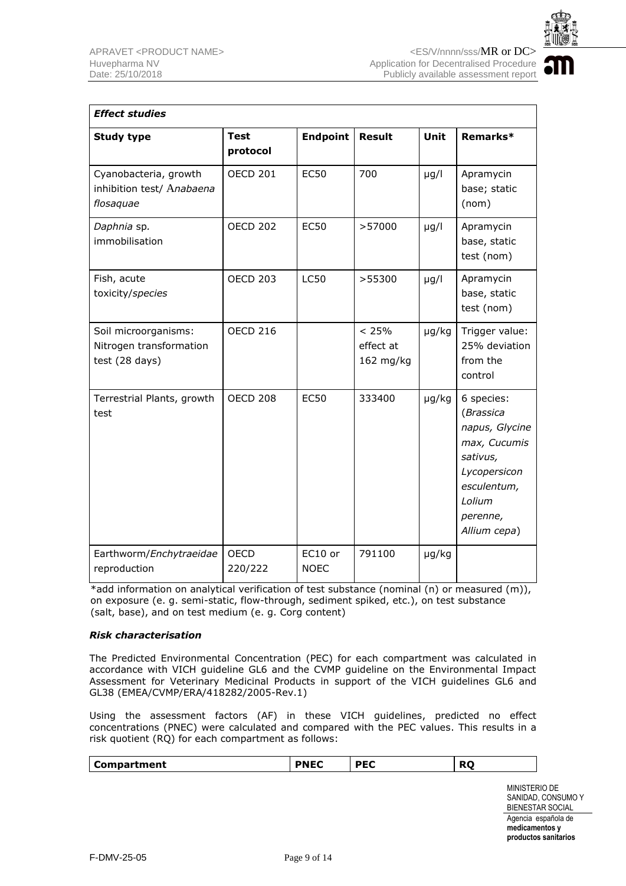| *Effect studies* | | | | | |
|---|---|---|---|---|---|
| **Study type** | **Test protocol** | **Endpoint** | **Result** | **Unit** | **Remarks*** |
| Cyanobacteria, growth inhibition test/ *Anabaena flosaquae* | OECD 201 | EC50 | 700 | µg/l | Apramycin base; static (nom) |
| *Daphnia* sp. immobilisation | OECD 202 | EC50 | >57000 | µg/l | Apramycin base, static test (nom) |
| Fish, acute toxicity/*species* | OECD 203 | LC50 | >55300 | µg/l | Apramycin base, static test (nom) |
| Soil microorganisms: Nitrogen transformation test (28 days) | OECD 216 | | < 25% effect at 162 mg/kg | µg/kg | Trigger value: 25% deviation from the control |
| Terrestrial Plants, growth test | OECD 208 | EC50 | 333400 | µg/kg | 6 species: (*Brassica napus, Glycine max, Cucumis sativus, Lycopersicon esculentum, Lolium perenne, Allium cepa*) |
| Earthworm/*Enchytraeidae* reproduction | OECD 220/222 | EC10 or NOEC | 791100 | µg/kg | |

*add information on analytical verification of test substance (nominal (n) or measured (m)), on exposure (e. g. semi-static, flow-through, sediment spiked, etc.), on test substance (salt, base), and on test medium (e. g. Corg content)

***Risk characterisation***

The Predicted Environmental Concentration (PEC) for each compartment was calculated in accordance with VICH guideline GL6 and the CVMP guideline on the Environmental Impact Assessment for Veterinary Medicinal Products in support of the VICH guidelines GL6 and GL38 (EMEA/CVMP/ERA/418282/2005-Rev.1)

Using the assessment factors (AF) in these VICH guidelines, predicted no effect concentrations (PNEC) were calculated and compared with the PEC values. This results in a risk quotient (RQ) for each compartment as follows:

| **Compartment** | **PNEC** | **PEC** | **RQ** |
|---|---|---|---|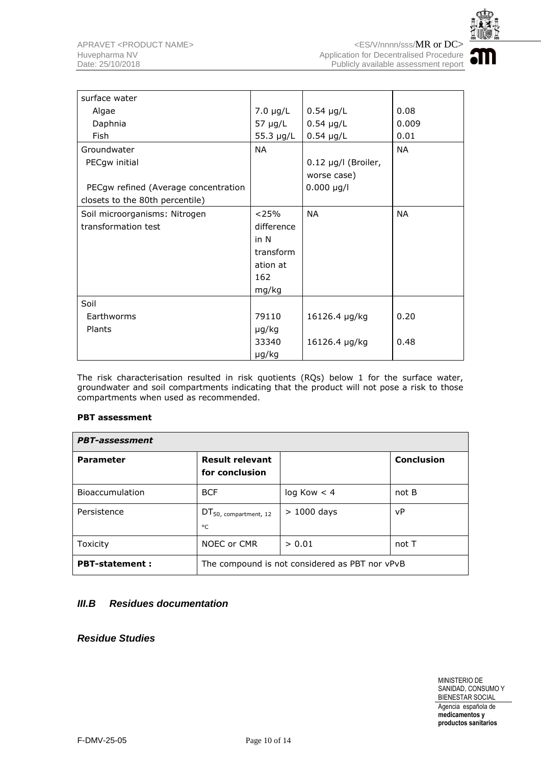| surface water | | | |
|---|---|---|---|
| Algae | 7.0 µg/L | 0.54 µg/L | 0.08 |
| Daphnia | 57 µg/L | 0.54 µg/L | 0.009 |
| Fish | 55.3 µg/L | 0.54 µg/L | 0.01 |
| Groundwater<br>PECgw initial<br><br>PECgw refined (Average concentration closets to the 80th percentile) | NA | <br>0.12 µg/l (Broiler, worse case)<br>0.000 µg/l | NA |
| Soil microorganisms: Nitrogen transformation test | <25% difference in N transformation at 162 mg/kg | NA | NA |
| Soil<br>Earthworms<br>Plants | <br>79110 µg/kg<br>33340 µg/kg | <br>16126.4 µg/kg<br>16126.4 µg/kg | <br>0.20<br>0.48 |

The risk characterisation resulted in risk quotients (RQs) below 1 for the surface water, groundwater and soil compartments indicating that the product will not pose a risk to those compartments when used as recommended.

**PBT assessment**

| ***PBT-assessment*** | | | |
|---|---|---|---|
| **Parameter** | **Result relevant for conclusion** | | **Conclusion** |
| Bioaccumulation | BCF | log Kow < 4 | not B |
| Persistence | $DT_{50,\ compartment,\ 12\ °C}$ | > 1000 days | vP |
| Toxicity | NOEC or CMR | > 0.01 | not T |
| **PBT-statement :** | The compound is not considered as PBT nor vPvB | | |

## *III.B Residues documentation*

### *Residue Studies*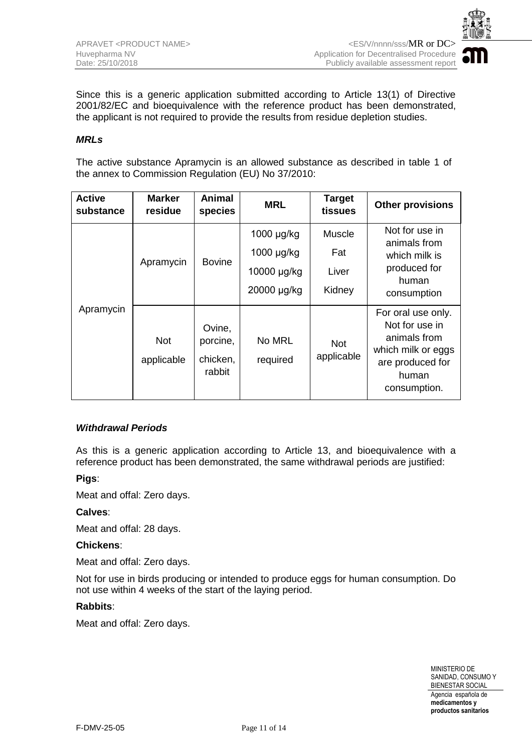Since this is a generic application submitted according to Article 13(1) of Directive 2001/82/EC and bioequivalence with the reference product has been demonstrated, the applicant is not required to provide the results from residue depletion studies.

***MRLs***

The active substance Apramycin is an allowed substance as described in table 1 of the annex to Commission Regulation (EU) No 37/2010:

| Active substance | Marker residue | Animal species | MRL | Target tissues | Other provisions |
|---|---|---|---|---|---|
| Apramycin | Apramycin | Bovine | 1000 µg/kg<br>1000 µg/kg<br>10000 µg/kg<br>20000 µg/kg | Muscle<br>Fat<br>Liver<br>Kidney | Not for use in animals from which milk is produced for human consumption |
| | Not applicable | Ovine, porcine, chicken, rabbit | No MRL required | Not applicable | For oral use only. Not for use in animals from which milk or eggs are produced for human consumption. |

***Withdrawal Periods***

As this is a generic application according to Article 13, and bioequivalence with a reference product has been demonstrated, the same withdrawal periods are justified:

**Pigs**:

Meat and offal: Zero days.

**Calves**:

Meat and offal: 28 days.

**Chickens**:

Meat and offal: Zero days.

Not for use in birds producing or intended to produce eggs for human consumption. Do not use within 4 weeks of the start of the laying period.

**Rabbits**:

Meat and offal: Zero days.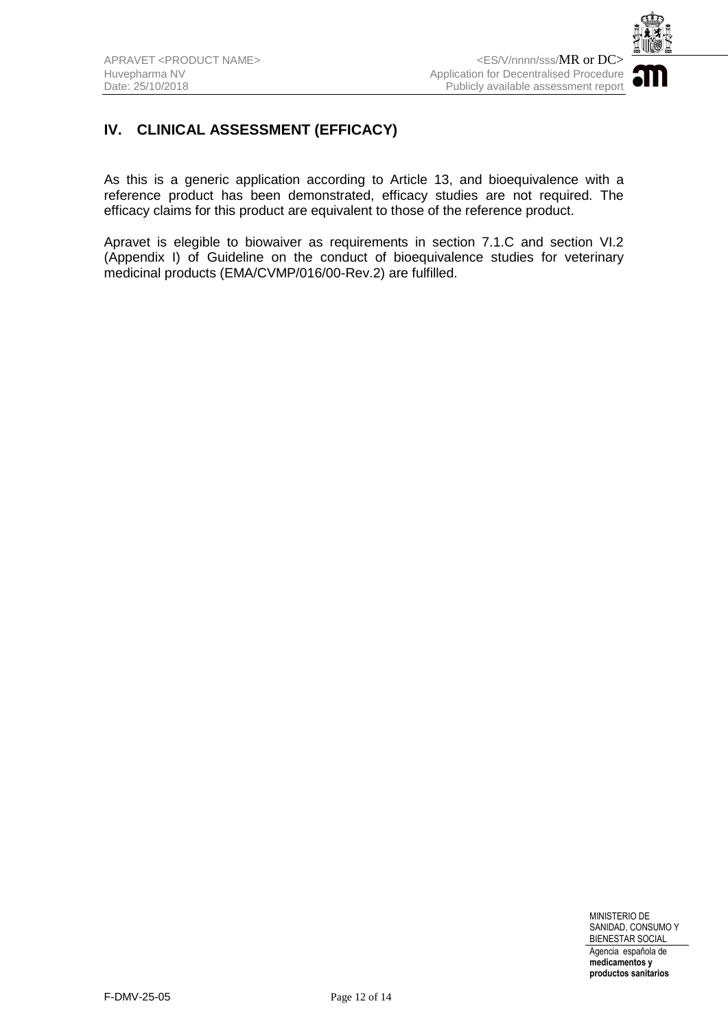## IV. CLINICAL ASSESSMENT (EFFICACY)

As this is a generic application according to Article 13, and bioequivalence with a reference product has been demonstrated, efficacy studies are not required. The efficacy claims for this product are equivalent to those of the reference product.

Apravet is elegible to biowaiver as requirements in section 7.1.C and section VI.2 (Appendix I) of Guideline on the conduct of bioequivalence studies for veterinary medicinal products (EMA/CVMP/016/00-Rev.2) are fulfilled.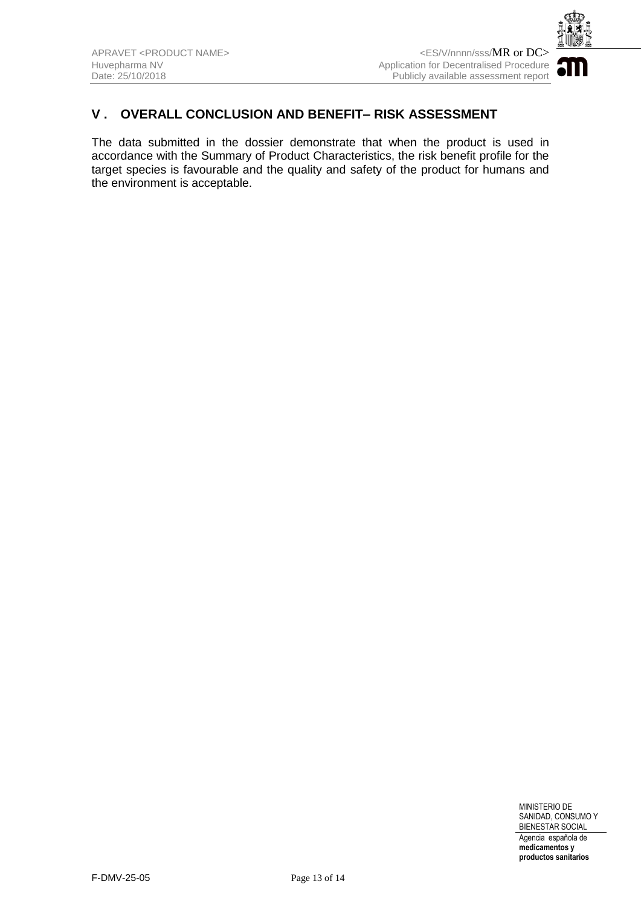## V . OVERALL CONCLUSION AND BENEFIT– RISK ASSESSMENT

The data submitted in the dossier demonstrate that when the product is used in accordance with the Summary of Product Characteristics, the risk benefit profile for the target species is favourable and the quality and safety of the product for humans and the environment is acceptable.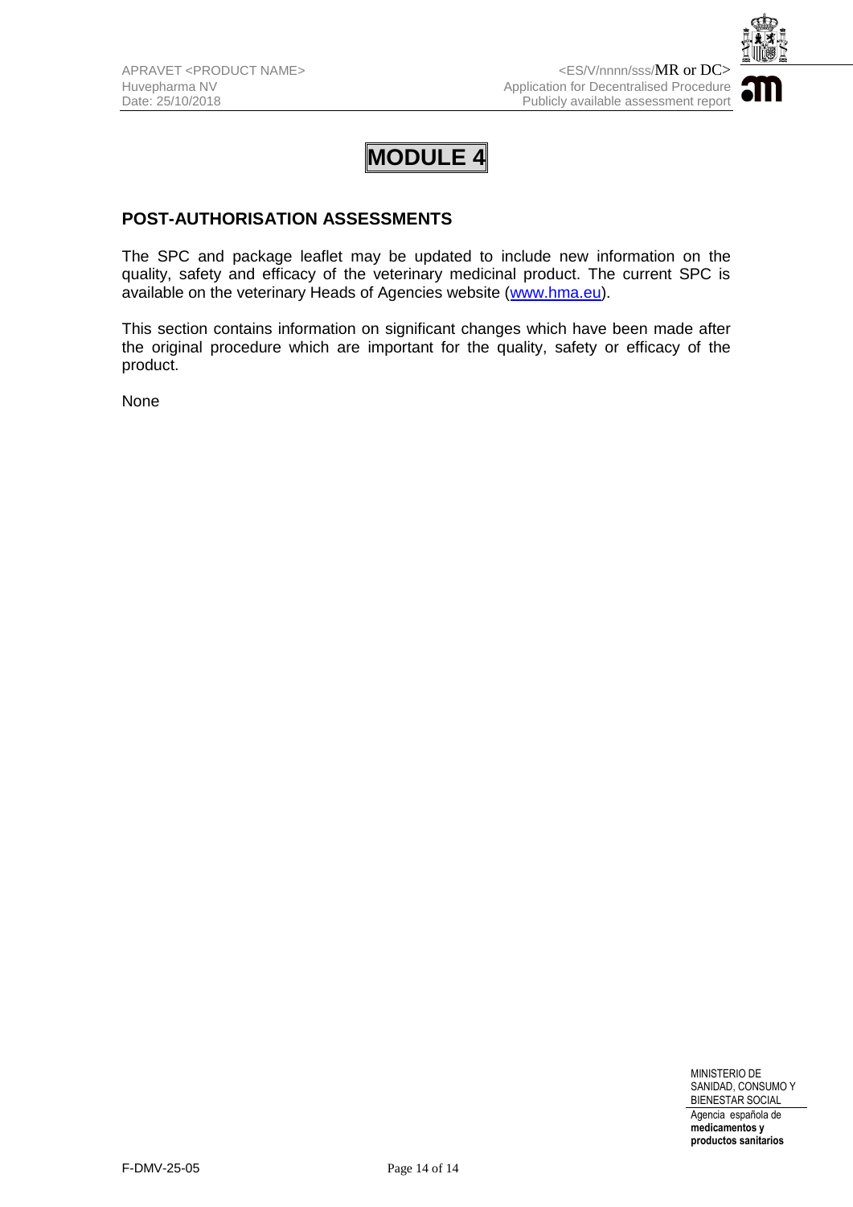# MODULE 4

## POST-AUTHORISATION ASSESSMENTS

The SPC and package leaflet may be updated to include new information on the quality, safety and efficacy of the veterinary medicinal product. The current SPC is available on the veterinary Heads of Agencies website (www.hma.eu).

This section contains information on significant changes which have been made after the original procedure which are important for the quality, safety or efficacy of the product.

None